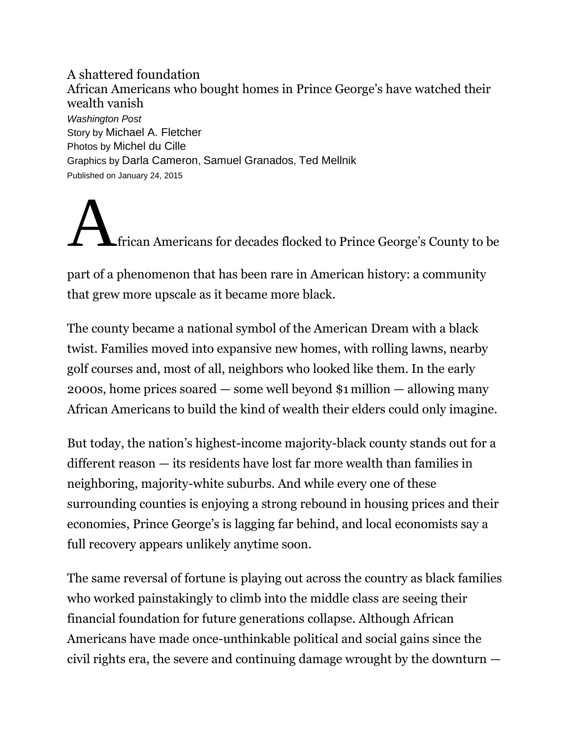# A shattered foundation

## African Americans who bought homes in Prince George's have watched their wealth vanish

*Washington Post*

Story by Michael A. Fletcher

Photos by Michel du Cille

Graphics by Darla Cameron, Samuel Granados, Ted Mellnik

Published on January 24, 2015

African Americans for decades flocked to Prince George's County to be part of a phenomenon that has been rare in American history: a community that grew more upscale as it became more black.

The county became a national symbol of the American Dream with a black twist. Families moved into expansive new homes, with rolling lawns, nearby golf courses and, most of all, neighbors who looked like them. In the early 2000s, home prices soared — some well beyond $1 million — allowing many African Americans to build the kind of wealth their elders could only imagine.

But today, the nation's highest-income majority-black county stands out for a different reason — its residents have lost far more wealth than families in neighboring, majority-white suburbs. And while every one of these surrounding counties is enjoying a strong rebound in housing prices and their economies, Prince George's is lagging far behind, and local economists say a full recovery appears unlikely anytime soon.

The same reversal of fortune is playing out across the country as black families who worked painstakingly to climb into the middle class are seeing their financial foundation for future generations collapse. Although African Americans have made once-unthinkable political and social gains since the civil rights era, the severe and continuing damage wrought by the downturn —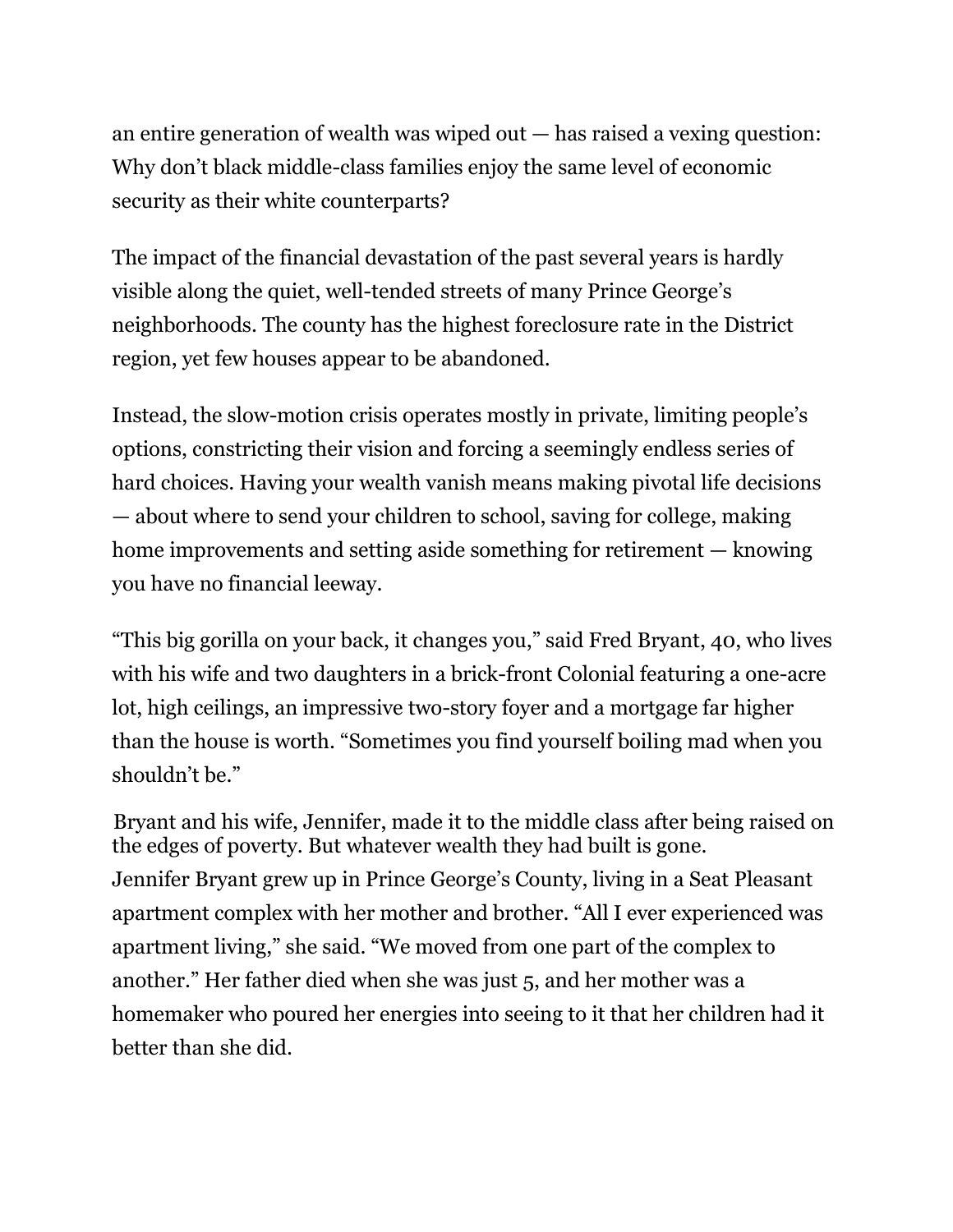an entire generation of wealth was wiped out — has raised a vexing question: Why don't black middle-class families enjoy the same level of economic security as their white counterparts?

The impact of the financial devastation of the past several years is hardly visible along the quiet, well-tended streets of many Prince George's neighborhoods. The county has the highest foreclosure rate in the District region, yet few houses appear to be abandoned.

Instead, the slow-motion crisis operates mostly in private, limiting people's options, constricting their vision and forcing a seemingly endless series of hard choices. Having your wealth vanish means making pivotal life decisions — about where to send your children to school, saving for college, making home improvements and setting aside something for retirement — knowing you have no financial leeway.

"This big gorilla on your back, it changes you," said Fred Bryant, 40, who lives with his wife and two daughters in a brick-front Colonial featuring a one-acre lot, high ceilings, an impressive two-story foyer and a mortgage far higher than the house is worth. "Sometimes you find yourself boiling mad when you shouldn't be."

Bryant and his wife, Jennifer, made it to the middle class after being raised on the edges of poverty. But whatever wealth they had built is gone.

Jennifer Bryant grew up in Prince George's County, living in a Seat Pleasant apartment complex with her mother and brother. "All I ever experienced was apartment living," she said. "We moved from one part of the complex to another." Her father died when she was just 5, and her mother was a homemaker who poured her energies into seeing to it that her children had it better than she did.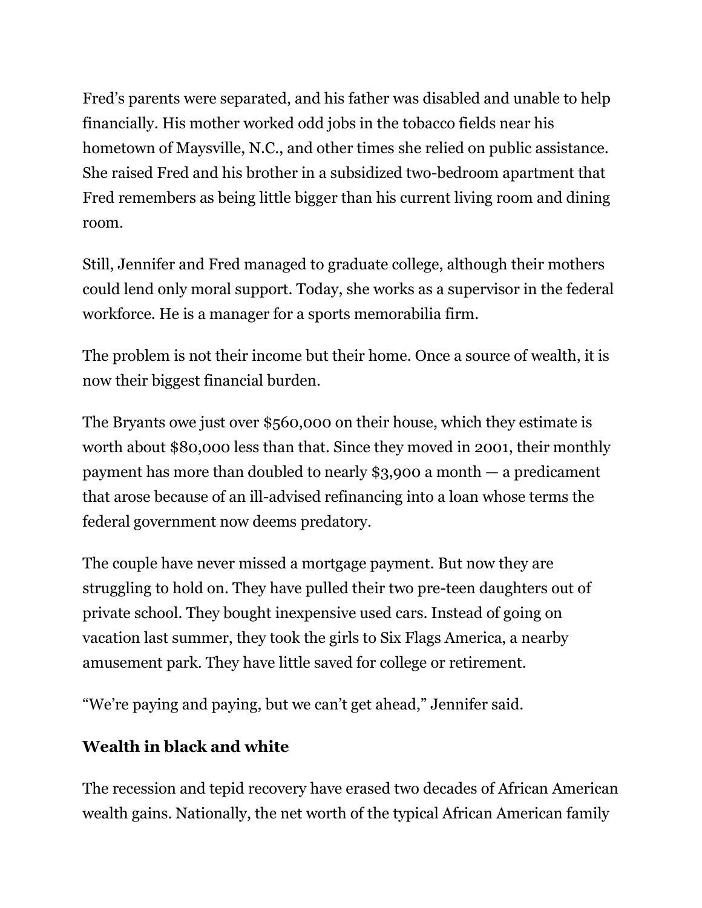Fred's parents were separated, and his father was disabled and unable to help financially. His mother worked odd jobs in the tobacco fields near his hometown of Maysville, N.C., and other times she relied on public assistance. She raised Fred and his brother in a subsidized two-bedroom apartment that Fred remembers as being little bigger than his current living room and dining room.

Still, Jennifer and Fred managed to graduate college, although their mothers could lend only moral support. Today, she works as a supervisor in the federal workforce. He is a manager for a sports memorabilia firm.

The problem is not their income but their home. Once a source of wealth, it is now their biggest financial burden.

The Bryants owe just over $560,000 on their house, which they estimate is worth about $80,000 less than that. Since they moved in 2001, their monthly payment has more than doubled to nearly $3,900 a month — a predicament that arose because of an ill-advised refinancing into a loan whose terms the federal government now deems predatory.

The couple have never missed a mortgage payment. But now they are struggling to hold on. They have pulled their two pre-teen daughters out of private school. They bought inexpensive used cars. Instead of going on vacation last summer, they took the girls to Six Flags America, a nearby amusement park. They have little saved for college or retirement.

"We're paying and paying, but we can't get ahead," Jennifer said.

**Wealth in black and white**

The recession and tepid recovery have erased two decades of African American wealth gains. Nationally, the net worth of the typical African American family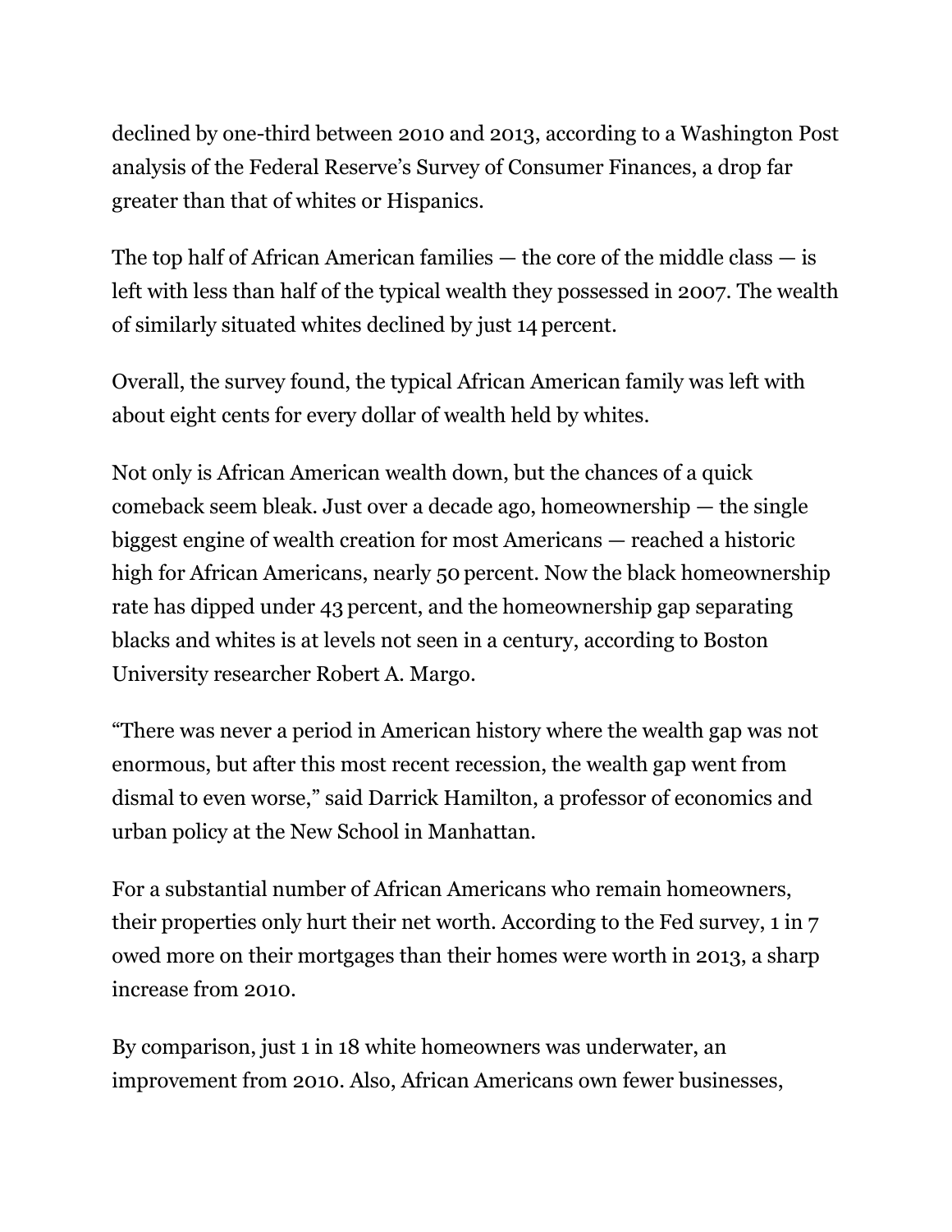declined by one-third between 2010 and 2013, according to a Washington Post analysis of the Federal Reserve's Survey of Consumer Finances, a drop far greater than that of whites or Hispanics.

The top half of African American families — the core of the middle class — is left with less than half of the typical wealth they possessed in 2007. The wealth of similarly situated whites declined by just 14 percent.

Overall, the survey found, the typical African American family was left with about eight cents for every dollar of wealth held by whites.

Not only is African American wealth down, but the chances of a quick comeback seem bleak. Just over a decade ago, homeownership — the single biggest engine of wealth creation for most Americans — reached a historic high for African Americans, nearly 50 percent. Now the black homeownership rate has dipped under 43 percent, and the homeownership gap separating blacks and whites is at levels not seen in a century, according to Boston University researcher Robert A. Margo.

"There was never a period in American history where the wealth gap was not enormous, but after this most recent recession, the wealth gap went from dismal to even worse," said Darrick Hamilton, a professor of economics and urban policy at the New School in Manhattan.

For a substantial number of African Americans who remain homeowners, their properties only hurt their net worth. According to the Fed survey, 1 in 7 owed more on their mortgages than their homes were worth in 2013, a sharp increase from 2010.

By comparison, just 1 in 18 white homeowners was underwater, an improvement from 2010. Also, African Americans own fewer businesses,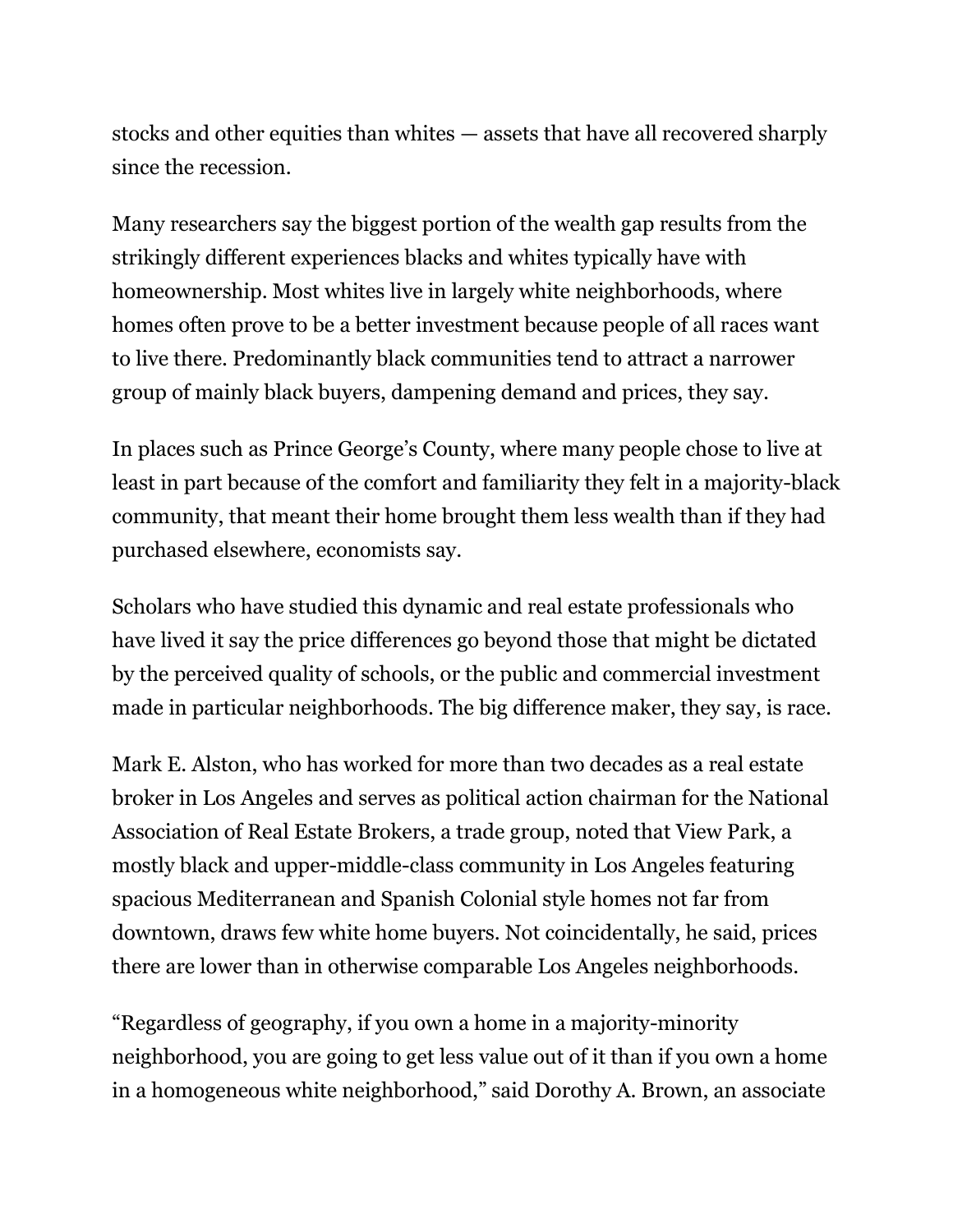stocks and other equities than whites — assets that have all recovered sharply since the recession.

Many researchers say the biggest portion of the wealth gap results from the strikingly different experiences blacks and whites typically have with homeownership. Most whites live in largely white neighborhoods, where homes often prove to be a better investment because people of all races want to live there. Predominantly black communities tend to attract a narrower group of mainly black buyers, dampening demand and prices, they say.

In places such as Prince George's County, where many people chose to live at least in part because of the comfort and familiarity they felt in a majority-black community, that meant their home brought them less wealth than if they had purchased elsewhere, economists say.

Scholars who have studied this dynamic and real estate professionals who have lived it say the price differences go beyond those that might be dictated by the perceived quality of schools, or the public and commercial investment made in particular neighborhoods. The big difference maker, they say, is race.

Mark E. Alston, who has worked for more than two decades as a real estate broker in Los Angeles and serves as political action chairman for the National Association of Real Estate Brokers, a trade group, noted that View Park, a mostly black and upper-middle-class community in Los Angeles featuring spacious Mediterranean and Spanish Colonial style homes not far from downtown, draws few white home buyers. Not coincidentally, he said, prices there are lower than in otherwise comparable Los Angeles neighborhoods.

"Regardless of geography, if you own a home in a majority-minority neighborhood, you are going to get less value out of it than if you own a home in a homogeneous white neighborhood," said Dorothy A. Brown, an associate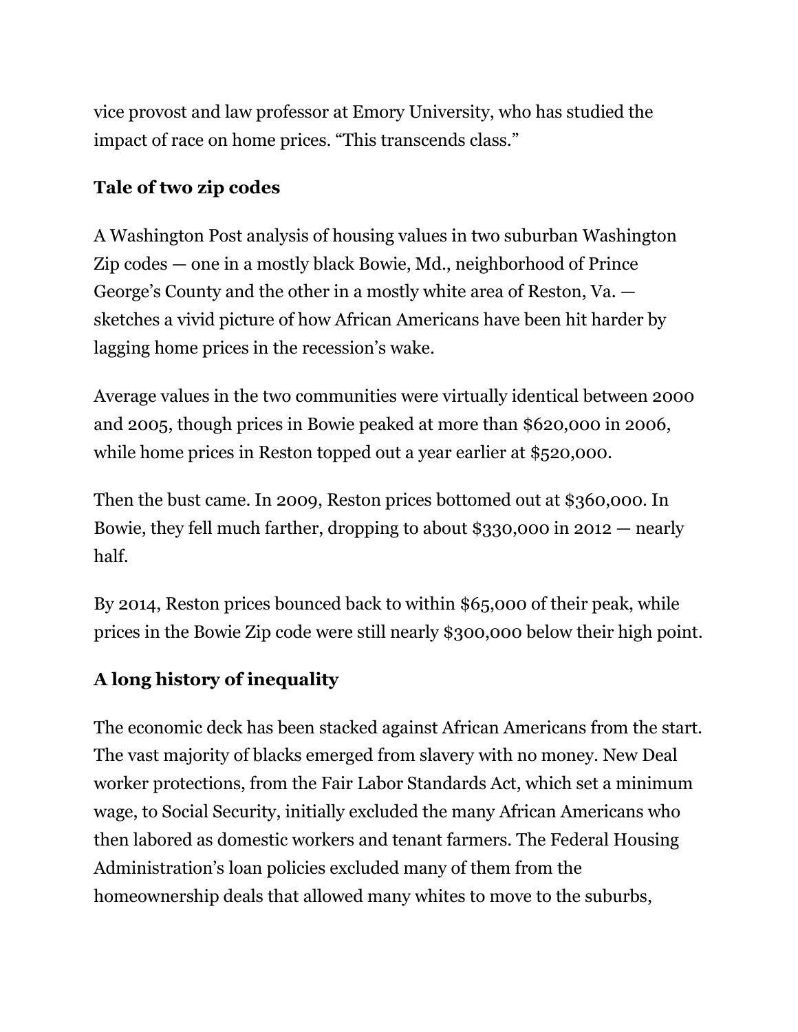vice provost and law professor at Emory University, who has studied the impact of race on home prices. "This transcends class."

## Tale of two zip codes

A Washington Post analysis of housing values in two suburban Washington Zip codes — one in a mostly black Bowie, Md., neighborhood of Prince George's County and the other in a mostly white area of Reston, Va. — sketches a vivid picture of how African Americans have been hit harder by lagging home prices in the recession's wake.

Average values in the two communities were virtually identical between 2000 and 2005, though prices in Bowie peaked at more than $620,000 in 2006, while home prices in Reston topped out a year earlier at $520,000.

Then the bust came. In 2009, Reston prices bottomed out at $360,000. In Bowie, they fell much farther, dropping to about $330,000 in 2012 — nearly half.

By 2014, Reston prices bounced back to within $65,000 of their peak, while prices in the Bowie Zip code were still nearly $300,000 below their high point.

## A long history of inequality

The economic deck has been stacked against African Americans from the start. The vast majority of blacks emerged from slavery with no money. New Deal worker protections, from the Fair Labor Standards Act, which set a minimum wage, to Social Security, initially excluded the many African Americans who then labored as domestic workers and tenant farmers. The Federal Housing Administration's loan policies excluded many of them from the homeownership deals that allowed many whites to move to the suburbs,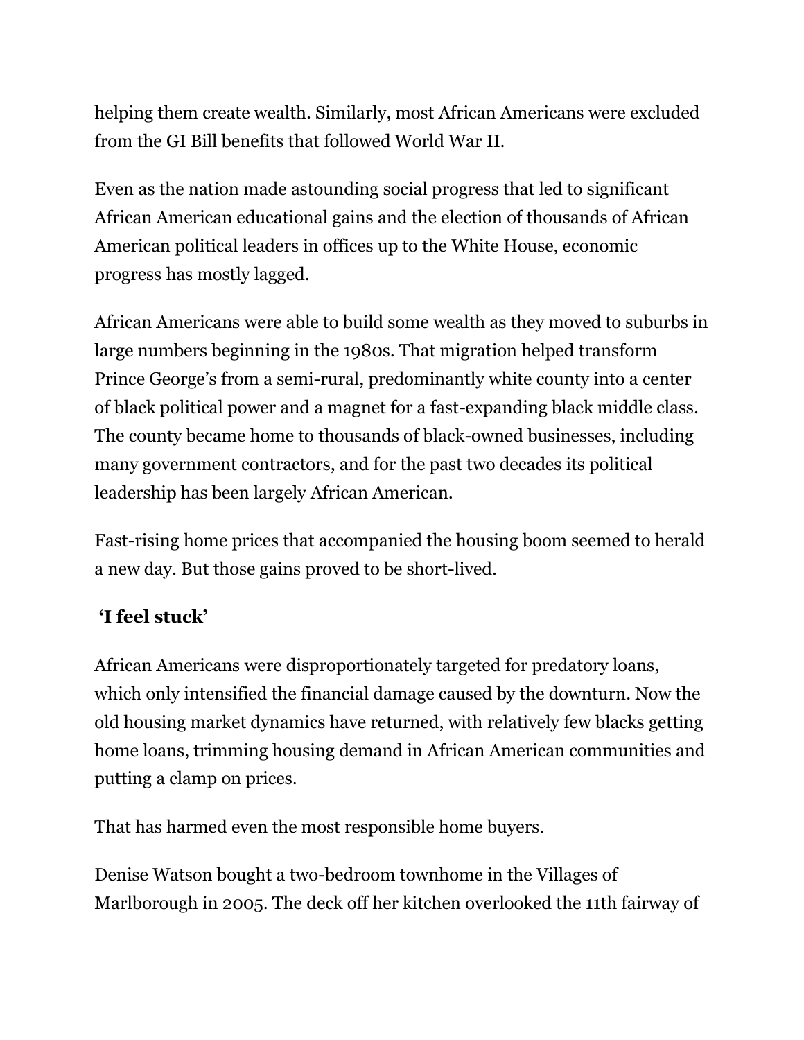helping them create wealth. Similarly, most African Americans were excluded from the GI Bill benefits that followed World War II.

Even as the nation made astounding social progress that led to significant African American educational gains and the election of thousands of African American political leaders in offices up to the White House, economic progress has mostly lagged.

African Americans were able to build some wealth as they moved to suburbs in large numbers beginning in the 1980s. That migration helped transform Prince George's from a semi-rural, predominantly white county into a center of black political power and a magnet for a fast-expanding black middle class. The county became home to thousands of black-owned businesses, including many government contractors, and for the past two decades its political leadership has been largely African American.

Fast-rising home prices that accompanied the housing boom seemed to herald a new day. But those gains proved to be short-lived.

## 'I feel stuck'

African Americans were disproportionately targeted for predatory loans, which only intensified the financial damage caused by the downturn. Now the old housing market dynamics have returned, with relatively few blacks getting home loans, trimming housing demand in African American communities and putting a clamp on prices.

That has harmed even the most responsible home buyers.

Denise Watson bought a two-bedroom townhome in the Villages of Marlborough in 2005. The deck off her kitchen overlooked the 11th fairway of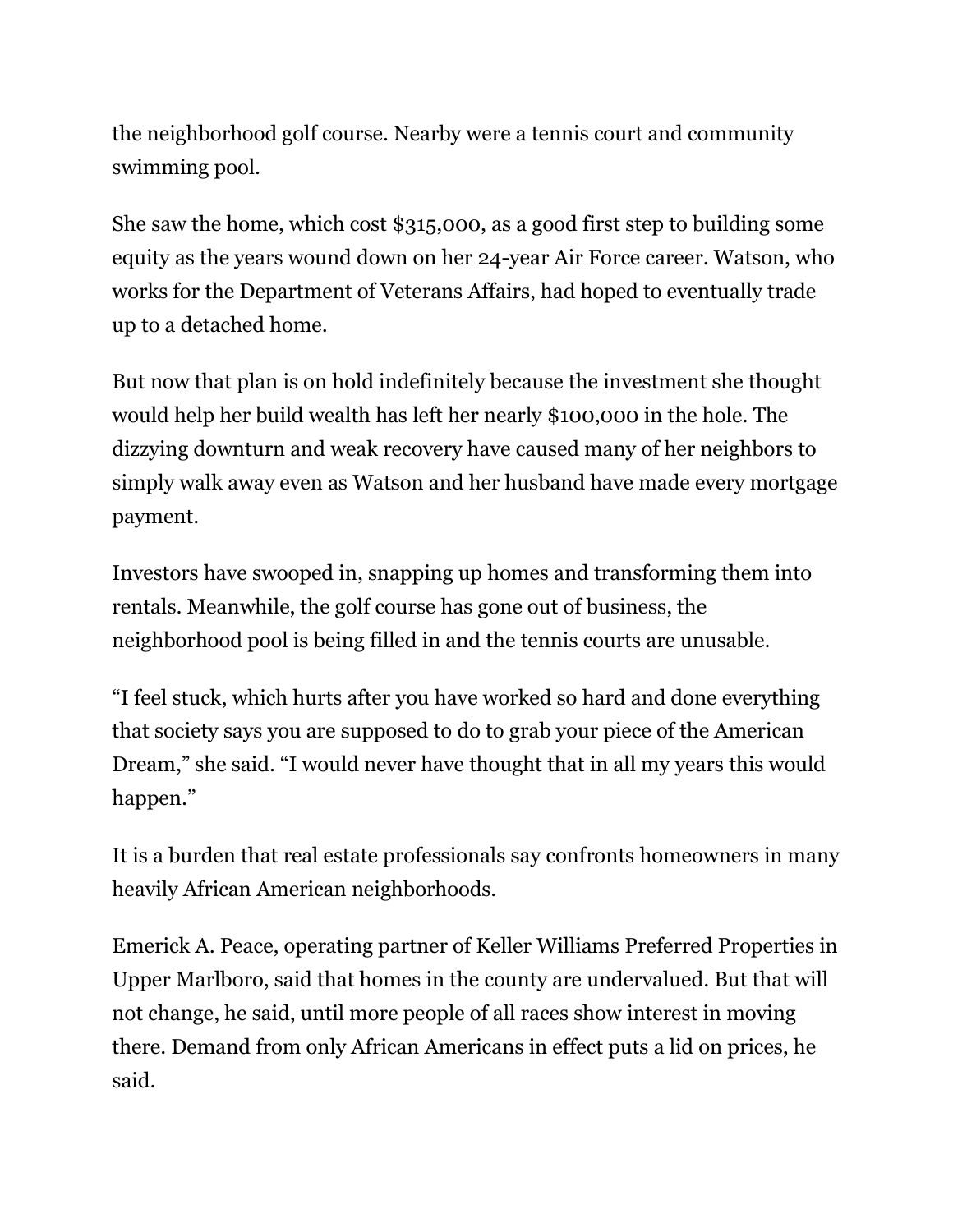the neighborhood golf course. Nearby were a tennis court and community swimming pool.

She saw the home, which cost $315,000, as a good first step to building some equity as the years wound down on her 24-year Air Force career. Watson, who works for the Department of Veterans Affairs, had hoped to eventually trade up to a detached home.

But now that plan is on hold indefinitely because the investment she thought would help her build wealth has left her nearly $100,000 in the hole. The dizzying downturn and weak recovery have caused many of her neighbors to simply walk away even as Watson and her husband have made every mortgage payment.

Investors have swooped in, snapping up homes and transforming them into rentals. Meanwhile, the golf course has gone out of business, the neighborhood pool is being filled in and the tennis courts are unusable.

"I feel stuck, which hurts after you have worked so hard and done everything that society says you are supposed to do to grab your piece of the American Dream," she said. "I would never have thought that in all my years this would happen."

It is a burden that real estate professionals say confronts homeowners in many heavily African American neighborhoods.

Emerick A. Peace, operating partner of Keller Williams Preferred Properties in Upper Marlboro, said that homes in the county are undervalued. But that will not change, he said, until more people of all races show interest in moving there. Demand from only African Americans in effect puts a lid on prices, he said.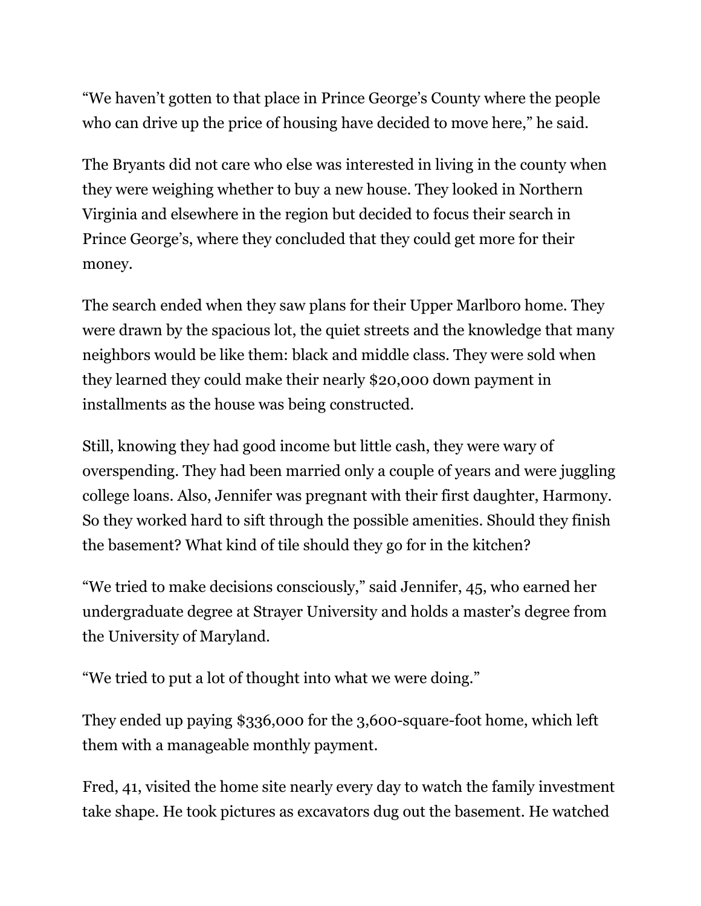“We haven’t gotten to that place in Prince George’s County where the people who can drive up the price of housing have decided to move here,” he said.

The Bryants did not care who else was interested in living in the county when they were weighing whether to buy a new house. They looked in Northern Virginia and elsewhere in the region but decided to focus their search in Prince George’s, where they concluded that they could get more for their money.

The search ended when they saw plans for their Upper Marlboro home. They were drawn by the spacious lot, the quiet streets and the knowledge that many neighbors would be like them: black and middle class. They were sold when they learned they could make their nearly $20,000 down payment in installments as the house was being constructed.

Still, knowing they had good income but little cash, they were wary of overspending. They had been married only a couple of years and were juggling college loans. Also, Jennifer was pregnant with their first daughter, Harmony. So they worked hard to sift through the possible amenities. Should they finish the basement? What kind of tile should they go for in the kitchen?

“We tried to make decisions consciously,” said Jennifer, 45, who earned her undergraduate degree at Strayer University and holds a master’s degree from the University of Maryland.

“We tried to put a lot of thought into what we were doing.”

They ended up paying $336,000 for the 3,600-square-foot home, which left them with a manageable monthly payment.

Fred, 41, visited the home site nearly every day to watch the family investment take shape. He took pictures as excavators dug out the basement. He watched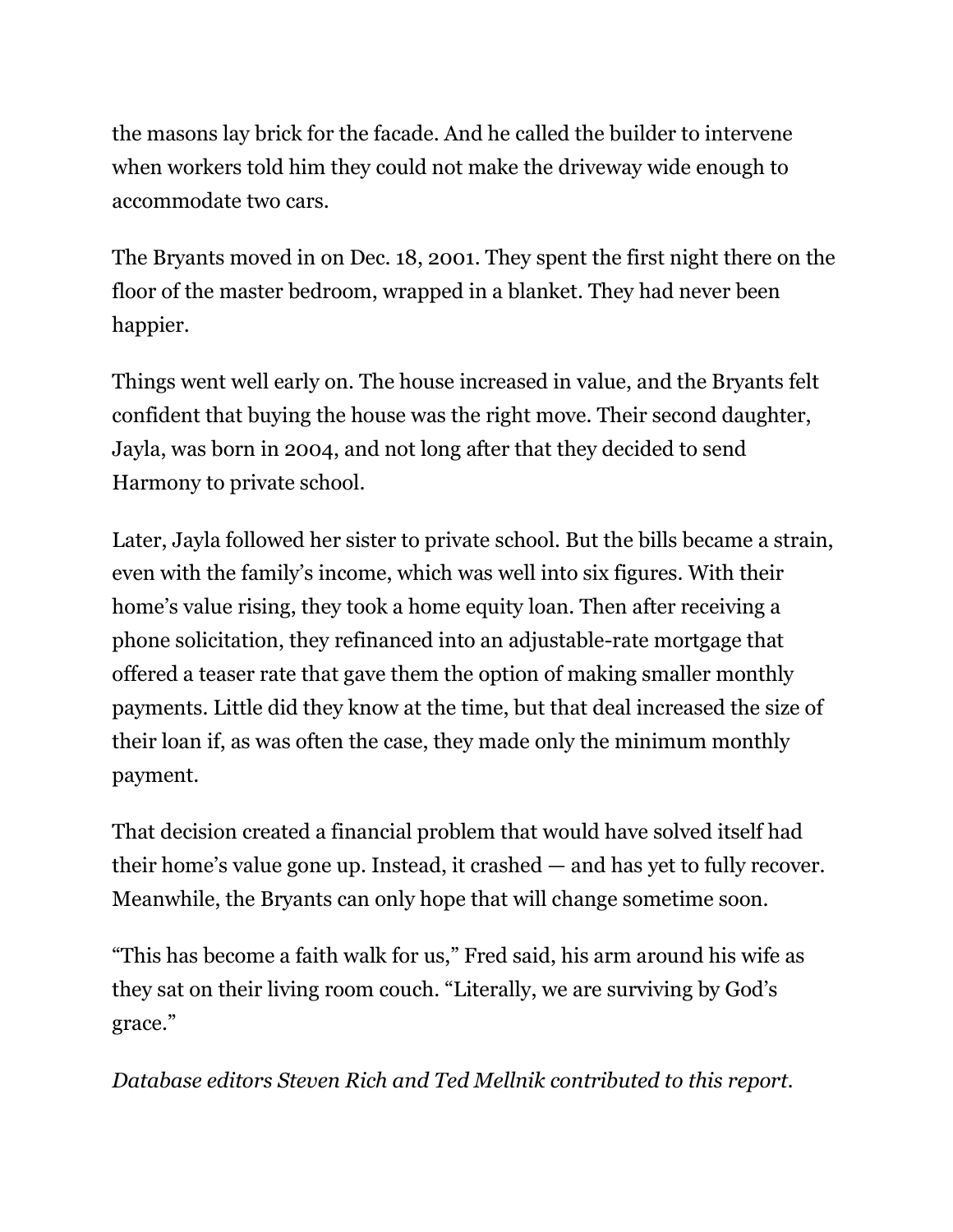the masons lay brick for the facade. And he called the builder to intervene when workers told him they could not make the driveway wide enough to accommodate two cars.

The Bryants moved in on Dec. 18, 2001. They spent the first night there on the floor of the master bedroom, wrapped in a blanket. They had never been happier.

Things went well early on. The house increased in value, and the Bryants felt confident that buying the house was the right move. Their second daughter, Jayla, was born in 2004, and not long after that they decided to send Harmony to private school.

Later, Jayla followed her sister to private school. But the bills became a strain, even with the family's income, which was well into six figures. With their home's value rising, they took a home equity loan. Then after receiving a phone solicitation, they refinanced into an adjustable-rate mortgage that offered a teaser rate that gave them the option of making smaller monthly payments. Little did they know at the time, but that deal increased the size of their loan if, as was often the case, they made only the minimum monthly payment.

That decision created a financial problem that would have solved itself had their home's value gone up. Instead, it crashed — and has yet to fully recover. Meanwhile, the Bryants can only hope that will change sometime soon.

"This has become a faith walk for us," Fred said, his arm around his wife as they sat on their living room couch. "Literally, we are surviving by God's grace."

*Database editors Steven Rich and Ted Mellnik contributed to this report.*